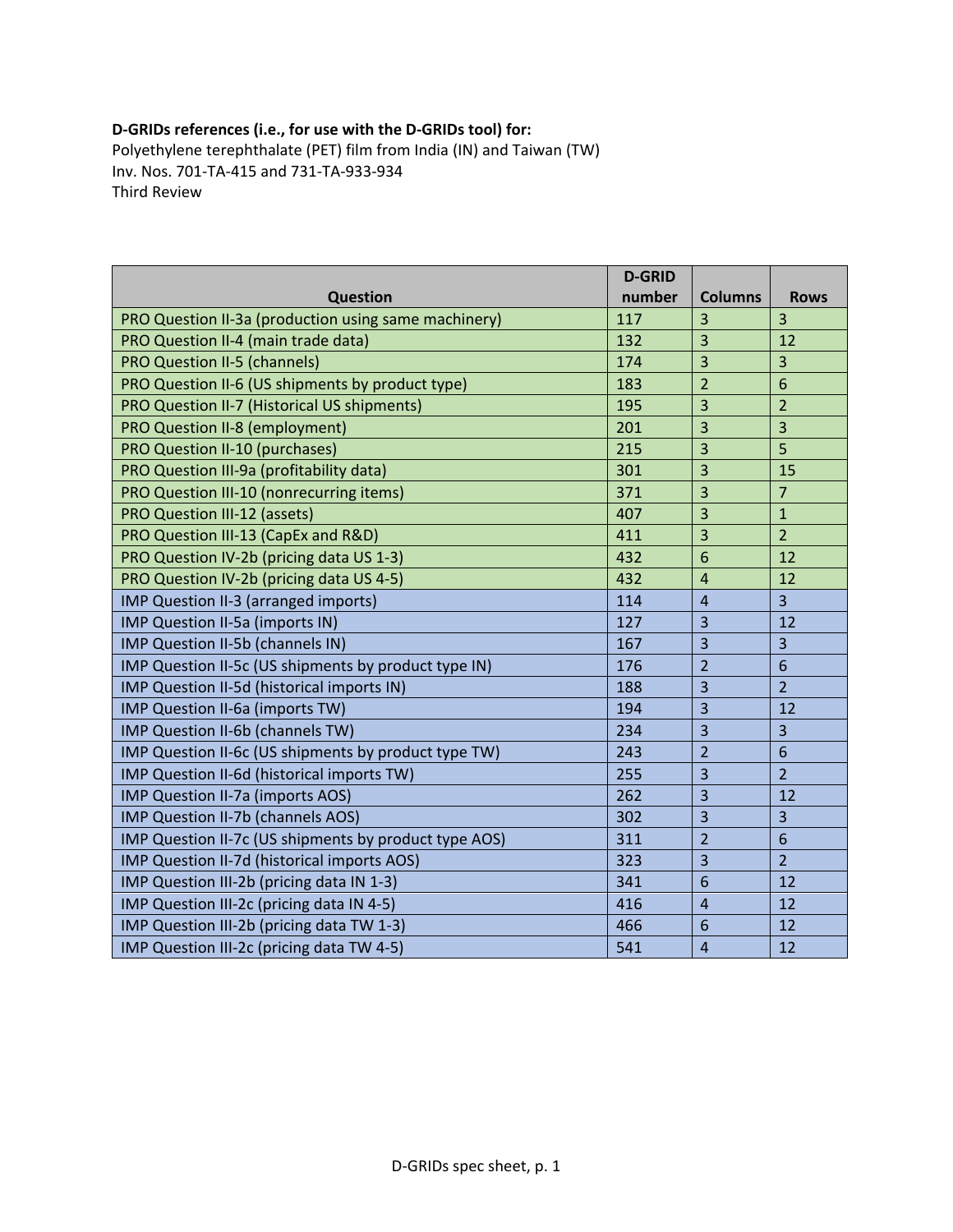**D-GRIDs references (i.e., for use with the D-GRIDs tool) for:**

Polyethylene terephthalate (PET) film from India (IN) and Taiwan (TW)
Inv. Nos. 701-TA-415 and 731-TA-933-934
Third Review

| Question | D-GRID number | Columns | Rows |
|---|---|---|---|
| PRO Question II-3a (production using same machinery) | 117 | 3 | 3 |
| PRO Question II-4 (main trade data) | 132 | 3 | 12 |
| PRO Question II-5 (channels) | 174 | 3 | 3 |
| PRO Question II-6 (US shipments by product type) | 183 | 2 | 6 |
| PRO Question II-7 (Historical US shipments) | 195 | 3 | 2 |
| PRO Question II-8 (employment) | 201 | 3 | 3 |
| PRO Question II-10 (purchases) | 215 | 3 | 5 |
| PRO Question III-9a (profitability data) | 301 | 3 | 15 |
| PRO Question III-10 (nonrecurring items) | 371 | 3 | 7 |
| PRO Question III-12 (assets) | 407 | 3 | 1 |
| PRO Question III-13 (CapEx and R&D) | 411 | 3 | 2 |
| PRO Question IV-2b (pricing data US 1-3) | 432 | 6 | 12 |
| PRO Question IV-2b (pricing data US 4-5) | 432 | 4 | 12 |
| IMP Question II-3 (arranged imports) | 114 | 4 | 3 |
| IMP Question II-5a (imports IN) | 127 | 3 | 12 |
| IMP Question II-5b (channels IN) | 167 | 3 | 3 |
| IMP Question II-5c (US shipments by product type IN) | 176 | 2 | 6 |
| IMP Question II-5d (historical imports IN) | 188 | 3 | 2 |
| IMP Question II-6a (imports TW) | 194 | 3 | 12 |
| IMP Question II-6b (channels TW) | 234 | 3 | 3 |
| IMP Question II-6c (US shipments by product type TW) | 243 | 2 | 6 |
| IMP Question II-6d (historical imports TW) | 255 | 3 | 2 |
| IMP Question II-7a (imports AOS) | 262 | 3 | 12 |
| IMP Question II-7b (channels AOS) | 302 | 3 | 3 |
| IMP Question II-7c (US shipments by product type AOS) | 311 | 2 | 6 |
| IMP Question II-7d (historical imports AOS) | 323 | 3 | 2 |
| IMP Question III-2b (pricing data IN 1-3) | 341 | 6 | 12 |
| IMP Question III-2c (pricing data IN 4-5) | 416 | 4 | 12 |
| IMP Question III-2b (pricing data TW 1-3) | 466 | 6 | 12 |
| IMP Question III-2c (pricing data TW 4-5) | 541 | 4 | 12 |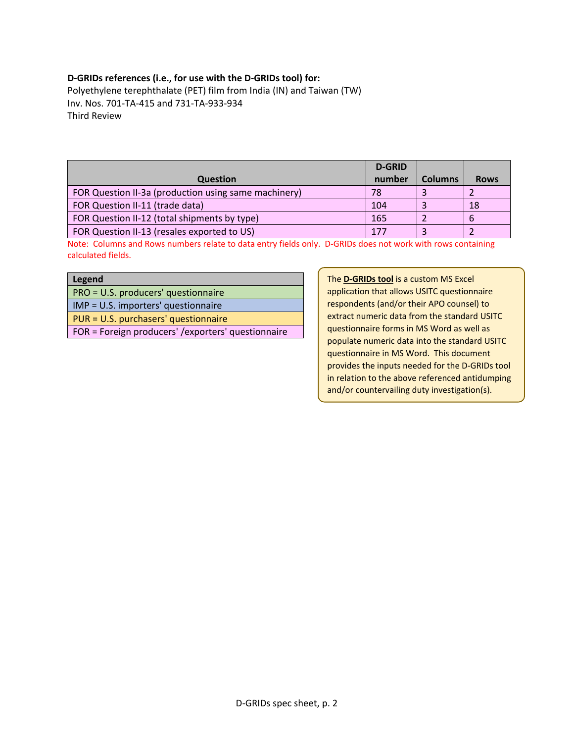**D-GRIDs references (i.e., for use with the D-GRIDs tool) for:**
Polyethylene terephthalate (PET) film from India (IN) and Taiwan (TW)
Inv. Nos. 701-TA-415 and 731-TA-933-934
Third Review

| Question | D-GRID number | Columns | Rows |
|---|---|---|---|
| FOR Question II-3a (production using same machinery) | 78 | 3 | 2 |
| FOR Question II-11 (trade data) | 104 | 3 | 18 |
| FOR Question II-12 (total shipments by type) | 165 | 2 | 6 |
| FOR Question II-13 (resales exported to US) | 177 | 3 | 2 |

Note: Columns and Rows numbers relate to data entry fields only. D-GRIDs does not work with rows containing calculated fields.

| Legend |
|---|
| PRO = U.S. producers' questionnaire |
| IMP = U.S. importers' questionnaire |
| PUR = U.S. purchasers' questionnaire |
| FOR = Foreign producers' /exporters' questionnaire |

The **D-GRIDs tool** is a custom MS Excel application that allows USITC questionnaire respondents (and/or their APO counsel) to extract numeric data from the standard USITC questionnaire forms in MS Word as well as populate numeric data into the standard USITC questionnaire in MS Word. This document provides the inputs needed for the D-GRIDs tool in relation to the above referenced antidumping and/or countervailing duty investigation(s).